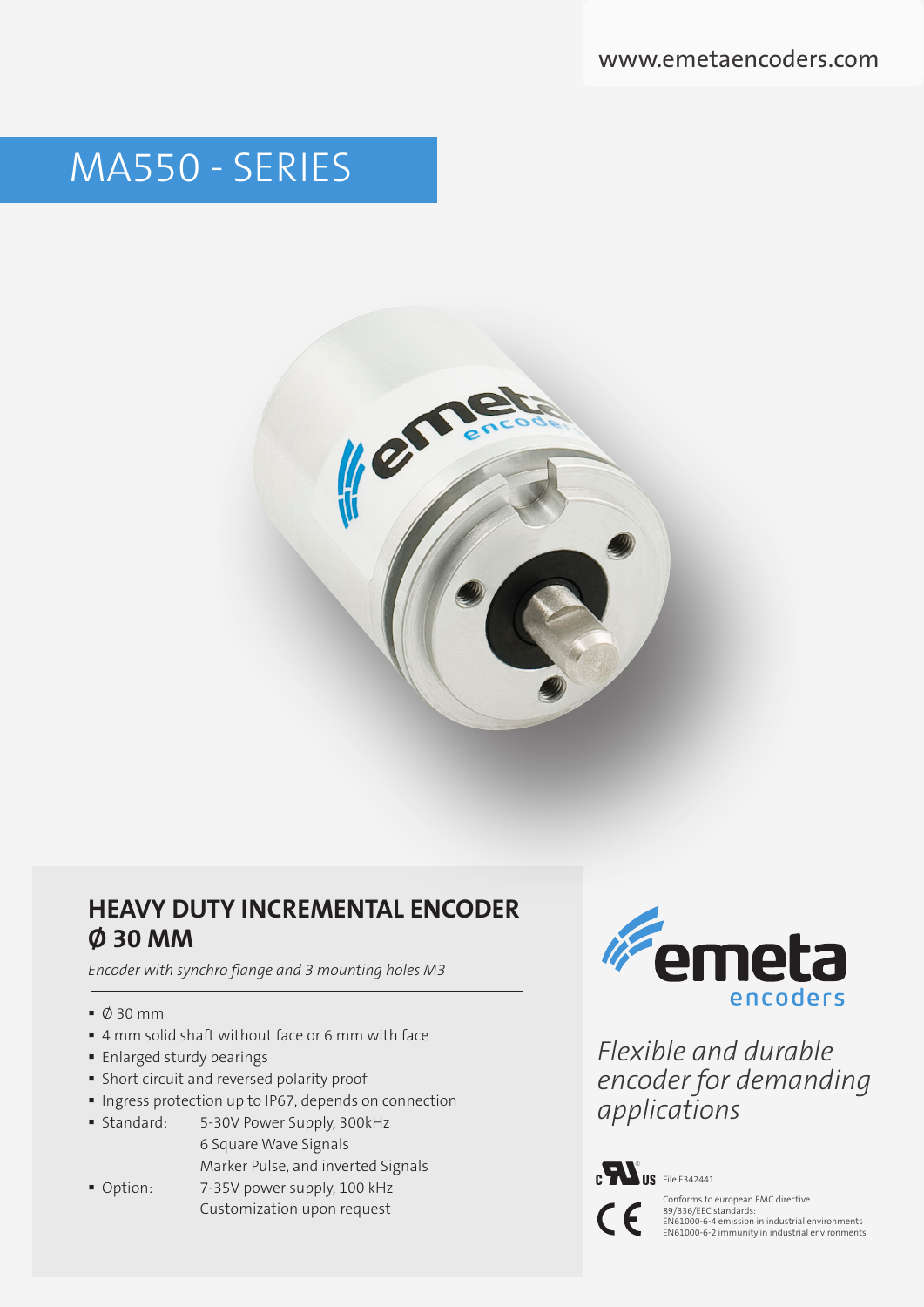www.emetaencoders.com

# MA550 - SERIES

## HEAVY DUTY INCREMENTAL ENCODER Ø 30 MM

*Encoder with synchro flange and 3 mounting holes M3*

- Ø 30 mm
- 4 mm solid shaft without face or 6 mm with face
- Enlarged sturdy bearings
- Short circuit and reversed polarity proof
- Ingress protection up to IP67, depends on connection
- Standard: 5-30V Power Supply, 300kHz
  6 Square Wave Signals
  Marker Pulse, and inverted Signals
- Option: 7-35V power supply, 100 kHz
  Customization upon request

emeta encoders

*Flexible and durable encoder for demanding applications*

File E342441

Conforms to european EMC directive
89/336/EEC standards:
EN61000-6-4 emission in industrial environments
EN61000-6-2 immunity in industrial environments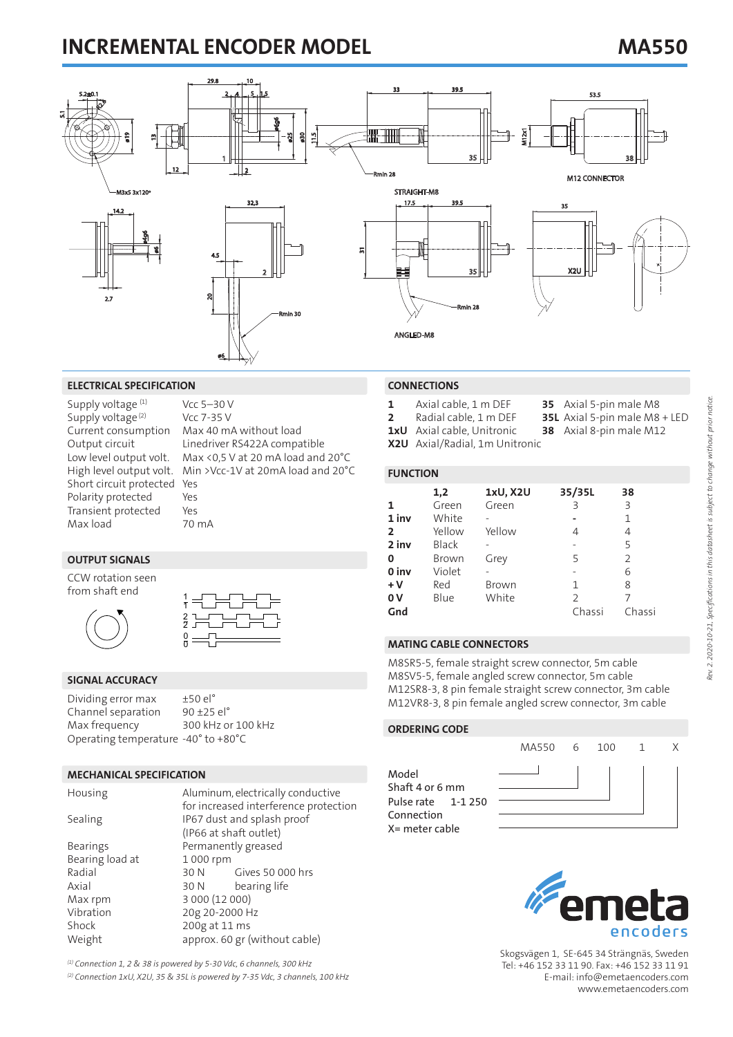# INCREMENTAL ENCODER MODEL MA550

STRAIGHT-M8

ANGLED-M8

M12 CONNECTOR

## ELECTRICAL SPECIFICATION

| | |
|---|---|
| Supply voltage [1] | Vcc 5–30 V |
| Supply voltage [2] | Vcc 7-35 V |
| Current consumption | Max 40 mA without load |
| Output circuit | Linedriver RS422A compatible |
| Low level output volt. | Max <0,5 V at 20 mA load and 20°C |
| High level output volt. | Min >Vcc-1V at 20mA load and 20°C |
| Short circuit protected | Yes |
| Polarity protected | Yes |
| Transient protected | Yes |
| Max load | 70 mA |

## OUTPUT SIGNALS

CCW rotation seen from shaft end

## SIGNAL ACCURACY

| | |
|---|---|
| Dividing error max | ±50 el° |
| Channel separation | 90 ±25 el° |
| Max frequency | 300 kHz or 100 kHz |
| Operating temperature | -40° to +80°C |

## MECHANICAL SPECIFICATION

| | |
|---|---|
| Housing | Aluminum, electrically conductive for increased interference protection |
| Sealing | IP67 dust and splash proof (IP66 at shaft outlet) |
| Bearings | Permanently greased |
| Bearing load at | 1 000 rpm |
| Radial | 30 N Gives 50 000 hrs |
| Axial | 30 N bearing life |
| Max rpm | 3 000 (12 000) |
| Vibration | 20g 20-2000 Hz |
| Shock | 200g at 11 ms |
| Weight | approx. 60 gr (without cable) |

*[1] Connection 1, 2 & 38 is powered by 5-30 Vdc, 6 channels, 300 kHz*

*[2] Connection 1xU, X2U, 35 & 35L is powered by 7-35 Vdc, 3 channels, 100 kHz*

## CONNECTIONS

| | | | |
|---|---|---|---|
| **1** | Axial cable, 1 m DEF | **35** | Axial 5-pin male M8 |
| **2** | Radial cable, 1 m DEF | **35L** | Axial 5-pin male M8 + LED |
| **1xU** | Axial cable, Unitronic | **38** | Axial 8-pin male M12 |
| **X2U** | Axial/Radial, 1m Unitronic | | |

## FUNCTION

| | 1,2 | 1xU, X2U | 35/35L | 38 |
|---|---|---|---|---|
| **1** | Green | Green | 3 | 3 |
| **1 inv** | White | - | - | 1 |
| **2** | Yellow | Yellow | 4 | 4 |
| **2 inv** | Black | - | - | 5 |
| **0** | Brown | Grey | 5 | 2 |
| **0 inv** | Violet | - | - | 6 |
| **+V** | Red | Brown | 1 | 8 |
| **0 V** | Blue | White | 2 | 7 |
| **Gnd** | | | Chassi | Chassi |

## MATING CABLE CONNECTORS

M8SR5-5, female straight screw connector, 5m cable
M8SV5-5, female angled screw connector, 5m cable
M12SR8-3, 8 pin female straight screw connector, 3m cable
M12VR8-3, 8 pin female angled screw connector, 3m cable

## ORDERING CODE

MA550 6 100 1 X

Model
Shaft 4 or 6 mm
Pulse rate 1-1 250
Connection
X= meter cable

emeta encoders

Skogsvägen 1, SE-645 34 Strängnäs, Sweden
Tel: +46 152 33 11 90. Fax: +46 152 33 11 91
E-mail: info@emetaencoders.com
www.emetaencoders.com

Rev. 2, 2020-10-21, Specifications in this datasheet is subject to change without prior notice.